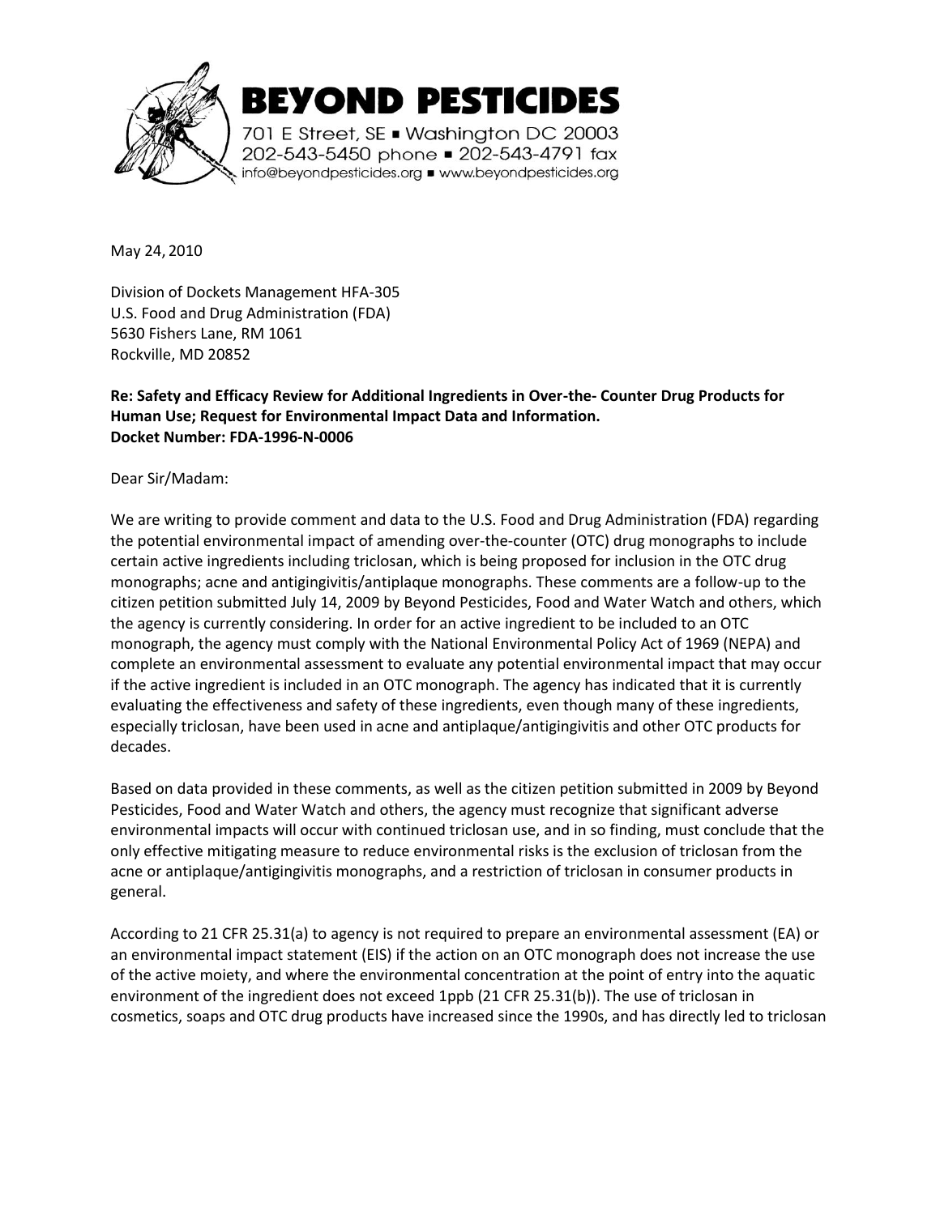# BEYOND PESTICIDES

701 E Street, SE ▪ Washington DC 20003
202-543-5450 phone ▪ 202-543-4791 fax
info@beyondpesticides.org ▪ www.beyondpesticides.org

May 24, 2010

Division of Dockets Management HFA-305
U.S. Food and Drug Administration (FDA)
5630 Fishers Lane, RM 1061
Rockville, MD 20852

**Re: Safety and Efficacy Review for Additional Ingredients in Over-the- Counter Drug Products for Human Use; Request for Environmental Impact Data and Information.**
**Docket Number: FDA-1996-N-0006**

Dear Sir/Madam:

We are writing to provide comment and data to the U.S. Food and Drug Administration (FDA) regarding the potential environmental impact of amending over-the-counter (OTC) drug monographs to include certain active ingredients including triclosan, which is being proposed for inclusion in the OTC drug monographs; acne and antigingivitis/antiplaque monographs. These comments are a follow-up to the citizen petition submitted July 14, 2009 by Beyond Pesticides, Food and Water Watch and others, which the agency is currently considering. In order for an active ingredient to be included to an OTC monograph, the agency must comply with the National Environmental Policy Act of 1969 (NEPA) and complete an environmental assessment to evaluate any potential environmental impact that may occur if the active ingredient is included in an OTC monograph. The agency has indicated that it is currently evaluating the effectiveness and safety of these ingredients, even though many of these ingredients, especially triclosan, have been used in acne and antiplaque/antigingivitis and other OTC products for decades.

Based on data provided in these comments, as well as the citizen petition submitted in 2009 by Beyond Pesticides, Food and Water Watch and others, the agency must recognize that significant adverse environmental impacts will occur with continued triclosan use, and in so finding, must conclude that the only effective mitigating measure to reduce environmental risks is the exclusion of triclosan from the acne or antiplaque/antigingivitis monographs, and a restriction of triclosan in consumer products in general.

According to 21 CFR 25.31(a) to agency is not required to prepare an environmental assessment (EA) or an environmental impact statement (EIS) if the action on an OTC monograph does not increase the use of the active moiety, and where the environmental concentration at the point of entry into the aquatic environment of the ingredient does not exceed 1ppb (21 CFR 25.31(b)). The use of triclosan in cosmetics, soaps and OTC drug products have increased since the 1990s, and has directly led to triclosan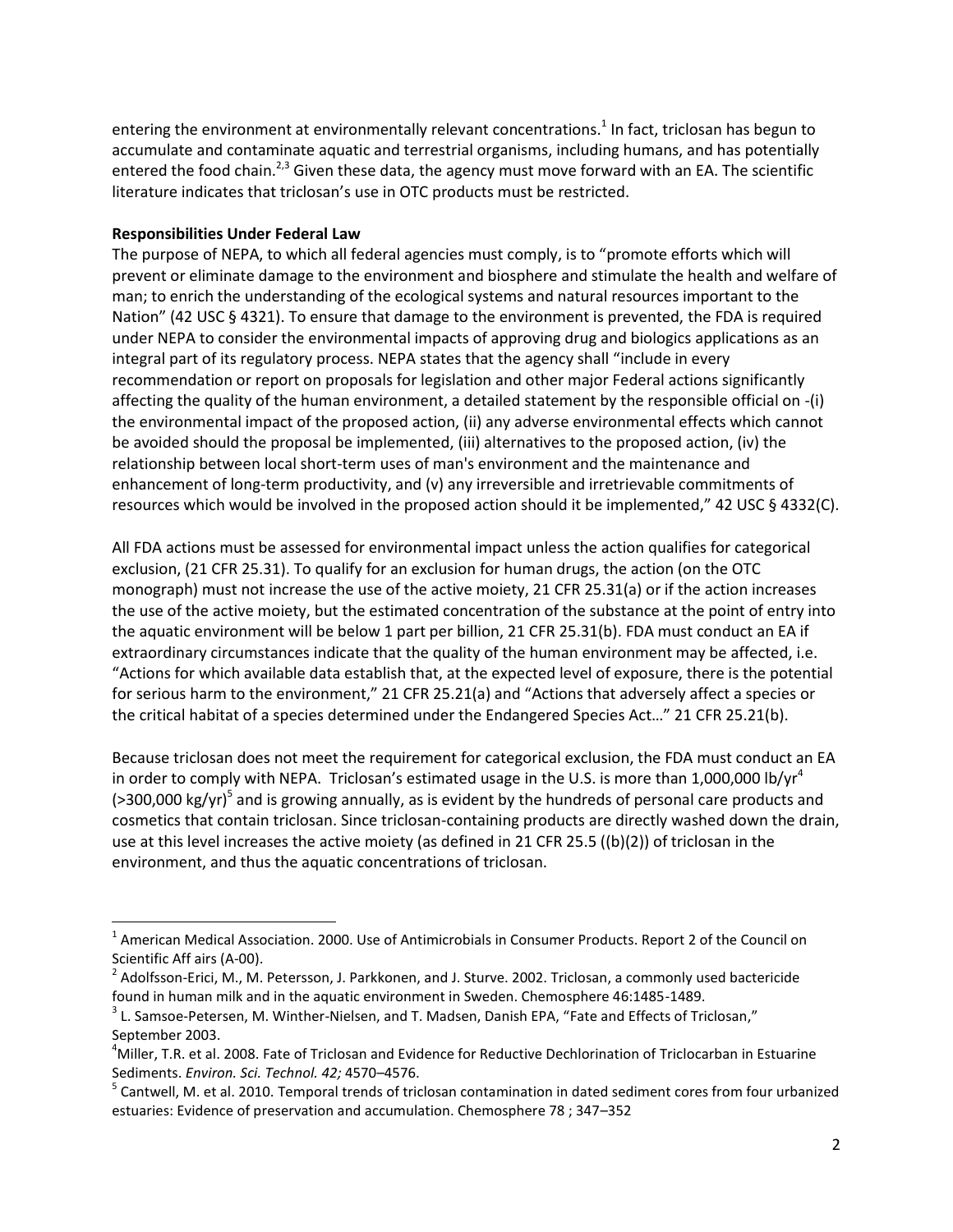entering the environment at environmentally relevant concentrations.[1] In fact, triclosan has begun to accumulate and contaminate aquatic and terrestrial organisms, including humans, and has potentially entered the food chain.[2,3] Given these data, the agency must move forward with an EA. The scientific literature indicates that triclosan's use in OTC products must be restricted.

**Responsibilities Under Federal Law**

The purpose of NEPA, to which all federal agencies must comply, is to "promote efforts which will prevent or eliminate damage to the environment and biosphere and stimulate the health and welfare of man; to enrich the understanding of the ecological systems and natural resources important to the Nation" (42 USC § 4321). To ensure that damage to the environment is prevented, the FDA is required under NEPA to consider the environmental impacts of approving drug and biologics applications as an integral part of its regulatory process. NEPA states that the agency shall "include in every recommendation or report on proposals for legislation and other major Federal actions significantly affecting the quality of the human environment, a detailed statement by the responsible official on -(i) the environmental impact of the proposed action, (ii) any adverse environmental effects which cannot be avoided should the proposal be implemented, (iii) alternatives to the proposed action, (iv) the relationship between local short-term uses of man's environment and the maintenance and enhancement of long-term productivity, and (v) any irreversible and irretrievable commitments of resources which would be involved in the proposed action should it be implemented," 42 USC § 4332(C).

All FDA actions must be assessed for environmental impact unless the action qualifies for categorical exclusion, (21 CFR 25.31). To qualify for an exclusion for human drugs, the action (on the OTC monograph) must not increase the use of the active moiety, 21 CFR 25.31(a) or if the action increases the use of the active moiety, but the estimated concentration of the substance at the point of entry into the aquatic environment will be below 1 part per billion, 21 CFR 25.31(b). FDA must conduct an EA if extraordinary circumstances indicate that the quality of the human environment may be affected, i.e. "Actions for which available data establish that, at the expected level of exposure, there is the potential for serious harm to the environment," 21 CFR 25.21(a) and "Actions that adversely affect a species or the critical habitat of a species determined under the Endangered Species Act…" 21 CFR 25.21(b).

Because triclosan does not meet the requirement for categorical exclusion, the FDA must conduct an EA in order to comply with NEPA. Triclosan's estimated usage in the U.S. is more than 1,000,000 lb/yr[4] (>300,000 kg/yr)[5] and is growing annually, as is evident by the hundreds of personal care products and cosmetics that contain triclosan. Since triclosan-containing products are directly washed down the drain, use at this level increases the active moiety (as defined in 21 CFR 25.5 ((b)(2)) of triclosan in the environment, and thus the aquatic concentrations of triclosan.

---

[1] American Medical Association. 2000. Use of Antimicrobials in Consumer Products. Report 2 of the Council on Scientific Aff airs (A-00).

[2] Adolfsson-Erici, M., M. Petersson, J. Parkkonen, and J. Sturve. 2002. Triclosan, a commonly used bactericide found in human milk and in the aquatic environment in Sweden. Chemosphere 46:1485-1489.

[3] L. Samsoe-Petersen, M. Winther-Nielsen, and T. Madsen, Danish EPA, "Fate and Effects of Triclosan," September 2003.

[4] Miller, T.R. et al. 2008. Fate of Triclosan and Evidence for Reductive Dechlorination of Triclocarban in Estuarine Sediments. *Environ. Sci. Technol. 42;* 4570–4576.

[5] Cantwell, M. et al. 2010. Temporal trends of triclosan contamination in dated sediment cores from four urbanized estuaries: Evidence of preservation and accumulation. Chemosphere 78 ; 347–352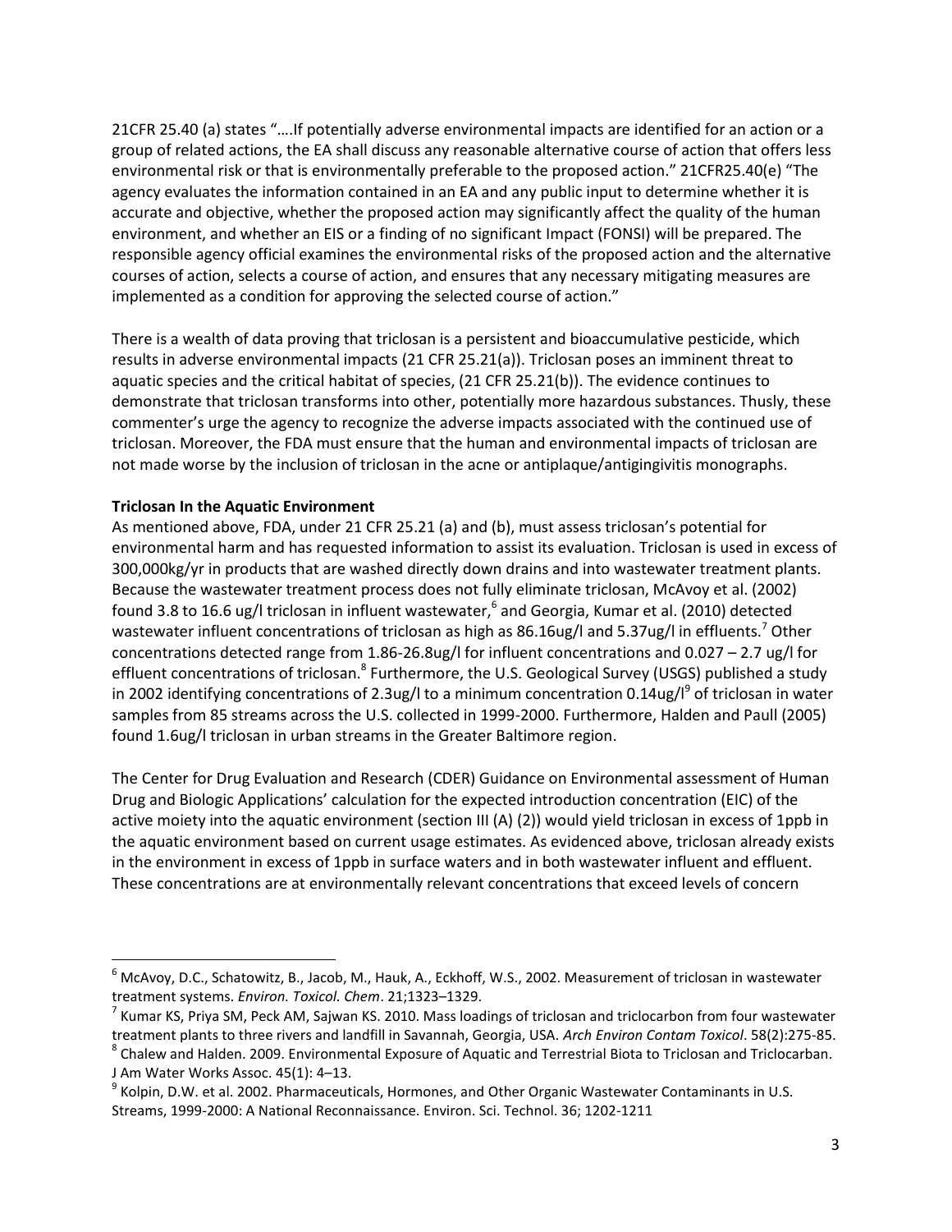21CFR 25.40 (a) states "….If potentially adverse environmental impacts are identified for an action or a group of related actions, the EA shall discuss any reasonable alternative course of action that offers less environmental risk or that is environmentally preferable to the proposed action." 21CFR25.40(e) "The agency evaluates the information contained in an EA and any public input to determine whether it is accurate and objective, whether the proposed action may significantly affect the quality of the human environment, and whether an EIS or a finding of no significant Impact (FONSI) will be prepared. The responsible agency official examines the environmental risks of the proposed action and the alternative courses of action, selects a course of action, and ensures that any necessary mitigating measures are implemented as a condition for approving the selected course of action."

There is a wealth of data proving that triclosan is a persistent and bioaccumulative pesticide, which results in adverse environmental impacts (21 CFR 25.21(a)). Triclosan poses an imminent threat to aquatic species and the critical habitat of species, (21 CFR 25.21(b)). The evidence continues to demonstrate that triclosan transforms into other, potentially more hazardous substances. Thusly, these commenter's urge the agency to recognize the adverse impacts associated with the continued use of triclosan. Moreover, the FDA must ensure that the human and environmental impacts of triclosan are not made worse by the inclusion of triclosan in the acne or antiplaque/antigingivitis monographs.

**Triclosan In the Aquatic Environment**

As mentioned above, FDA, under 21 CFR 25.21 (a) and (b), must assess triclosan's potential for environmental harm and has requested information to assist its evaluation. Triclosan is used in excess of 300,000kg/yr in products that are washed directly down drains and into wastewater treatment plants. Because the wastewater treatment process does not fully eliminate triclosan, McAvoy et al. (2002) found 3.8 to 16.6 ug/l triclosan in influent wastewater,[6] and Georgia, Kumar et al. (2010) detected wastewater influent concentrations of triclosan as high as 86.16ug/l and 5.37ug/l in effluents.[7] Other concentrations detected range from 1.86-26.8ug/l for influent concentrations and 0.027 – 2.7 ug/l for effluent concentrations of triclosan.[8] Furthermore, the U.S. Geological Survey (USGS) published a study in 2002 identifying concentrations of 2.3ug/l to a minimum concentration 0.14ug/l[9] of triclosan in water samples from 85 streams across the U.S. collected in 1999-2000. Furthermore, Halden and Paull (2005) found 1.6ug/l triclosan in urban streams in the Greater Baltimore region.

The Center for Drug Evaluation and Research (CDER) Guidance on Environmental assessment of Human Drug and Biologic Applications' calculation for the expected introduction concentration (EIC) of the active moiety into the aquatic environment (section III (A) (2)) would yield triclosan in excess of 1ppb in the aquatic environment based on current usage estimates. As evidenced above, triclosan already exists in the environment in excess of 1ppb in surface waters and in both wastewater influent and effluent. These concentrations are at environmentally relevant concentrations that exceed levels of concern

---

[6] McAvoy, D.C., Schatowitz, B., Jacob, M., Hauk, A., Eckhoff, W.S., 2002. Measurement of triclosan in wastewater treatment systems. *Environ. Toxicol. Chem*. 21;1323–1329.

[7] Kumar KS, Priya SM, Peck AM, Sajwan KS. 2010. Mass loadings of triclosan and triclocarbon from four wastewater treatment plants to three rivers and landfill in Savannah, Georgia, USA. *Arch Environ Contam Toxicol*. 58(2):275-85.

[8] Chalew and Halden. 2009. Environmental Exposure of Aquatic and Terrestrial Biota to Triclosan and Triclocarban. J Am Water Works Assoc. 45(1): 4–13.

[9] Kolpin, D.W. et al. 2002. Pharmaceuticals, Hormones, and Other Organic Wastewater Contaminants in U.S. Streams, 1999-2000: A National Reconnaissance. Environ. Sci. Technol. 36; 1202-1211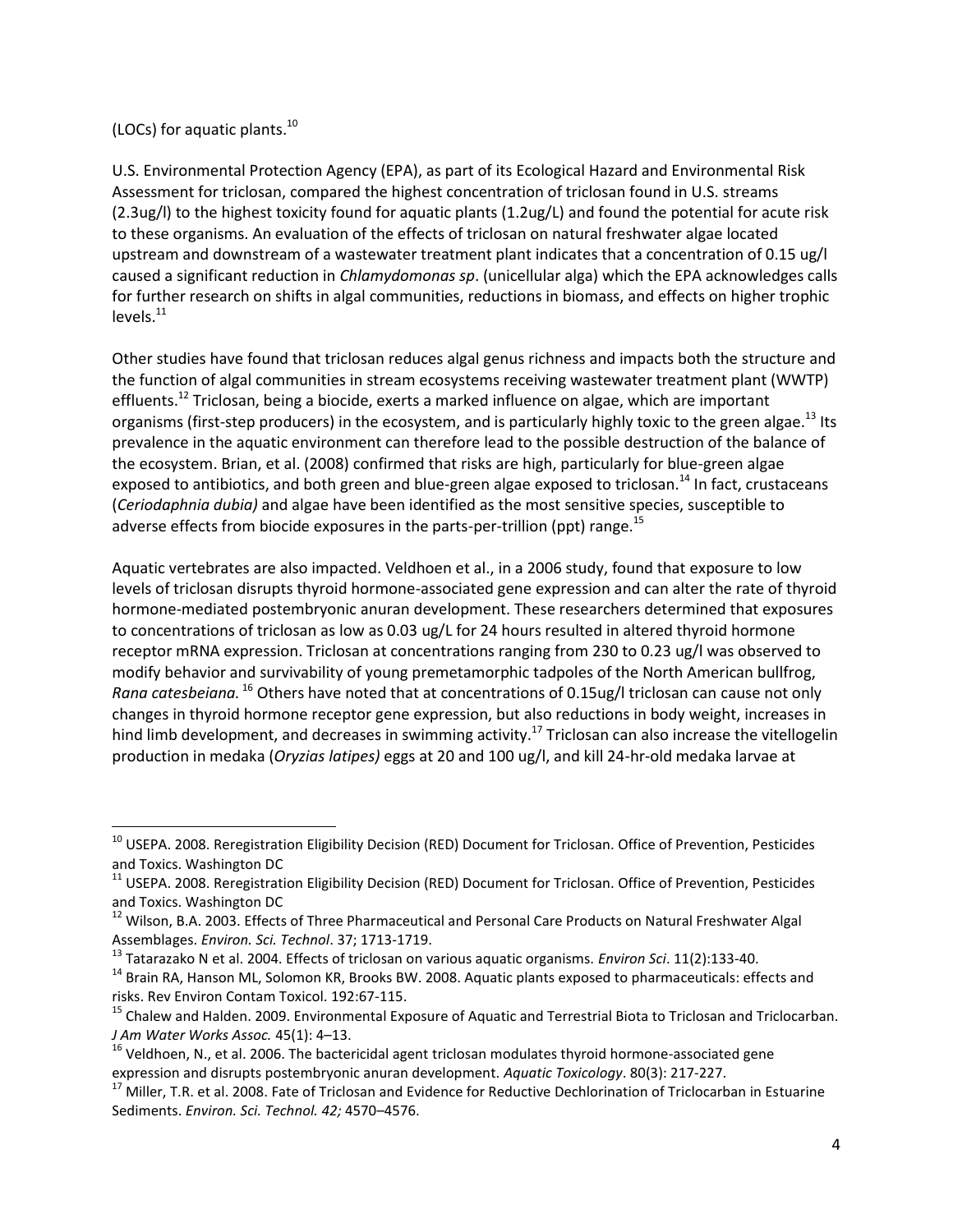(LOCs) for aquatic plants.[10]

U.S. Environmental Protection Agency (EPA), as part of its Ecological Hazard and Environmental Risk Assessment for triclosan, compared the highest concentration of triclosan found in U.S. streams (2.3ug/l) to the highest toxicity found for aquatic plants (1.2ug/L) and found the potential for acute risk to these organisms. An evaluation of the effects of triclosan on natural freshwater algae located upstream and downstream of a wastewater treatment plant indicates that a concentration of 0.15 ug/l caused a significant reduction in *Chlamydomonas sp*. (unicellular alga) which the EPA acknowledges calls for further research on shifts in algal communities, reductions in biomass, and effects on higher trophic levels.[11]

Other studies have found that triclosan reduces algal genus richness and impacts both the structure and the function of algal communities in stream ecosystems receiving wastewater treatment plant (WWTP) effluents.[12] Triclosan, being a biocide, exerts a marked influence on algae, which are important organisms (first-step producers) in the ecosystem, and is particularly highly toxic to the green algae.[13] Its prevalence in the aquatic environment can therefore lead to the possible destruction of the balance of the ecosystem. Brian, et al. (2008) confirmed that risks are high, particularly for blue-green algae exposed to antibiotics, and both green and blue-green algae exposed to triclosan.[14] In fact, crustaceans (*Ceriodaphnia dubia)* and algae have been identified as the most sensitive species, susceptible to adverse effects from biocide exposures in the parts-per-trillion (ppt) range.[15]

Aquatic vertebrates are also impacted. Veldhoen et al., in a 2006 study, found that exposure to low levels of triclosan disrupts thyroid hormone-associated gene expression and can alter the rate of thyroid hormone-mediated postembryonic anuran development. These researchers determined that exposures to concentrations of triclosan as low as 0.03 ug/L for 24 hours resulted in altered thyroid hormone receptor mRNA expression. Triclosan at concentrations ranging from 230 to 0.23 ug/l was observed to modify behavior and survivability of young premetamorphic tadpoles of the North American bullfrog, *Rana catesbeiana.*[16] Others have noted that at concentrations of 0.15ug/l triclosan can cause not only changes in thyroid hormone receptor gene expression, but also reductions in body weight, increases in hind limb development, and decreases in swimming activity.[17] Triclosan can also increase the vitellogelin production in medaka (*Oryzias latipes)* eggs at 20 and 100 ug/l, and kill 24-hr-old medaka larvae at

---

[10] USEPA. 2008. Reregistration Eligibility Decision (RED) Document for Triclosan. Office of Prevention, Pesticides and Toxics. Washington DC

[11] USEPA. 2008. Reregistration Eligibility Decision (RED) Document for Triclosan. Office of Prevention, Pesticides and Toxics. Washington DC

[12] Wilson, B.A. 2003. Effects of Three Pharmaceutical and Personal Care Products on Natural Freshwater Algal Assemblages. *Environ. Sci. Technol*. 37; 1713-1719.

[13] Tatarazako N et al. 2004. Effects of triclosan on various aquatic organisms. *Environ Sci*. 11(2):133-40.

[14] Brain RA, Hanson ML, Solomon KR, Brooks BW. 2008. Aquatic plants exposed to pharmaceuticals: effects and risks. Rev Environ Contam Toxicol. 192:67-115.

[15] Chalew and Halden. 2009. Environmental Exposure of Aquatic and Terrestrial Biota to Triclosan and Triclocarban. *J Am Water Works Assoc.* 45(1): 4–13.

[16] Veldhoen, N., et al. 2006. The bactericidal agent triclosan modulates thyroid hormone-associated gene expression and disrupts postembryonic anuran development. *Aquatic Toxicology*. 80(3): 217-227.

[17] Miller, T.R. et al. 2008. Fate of Triclosan and Evidence for Reductive Dechlorination of Triclocarban in Estuarine Sediments. *Environ. Sci. Technol. 42;* 4570–4576.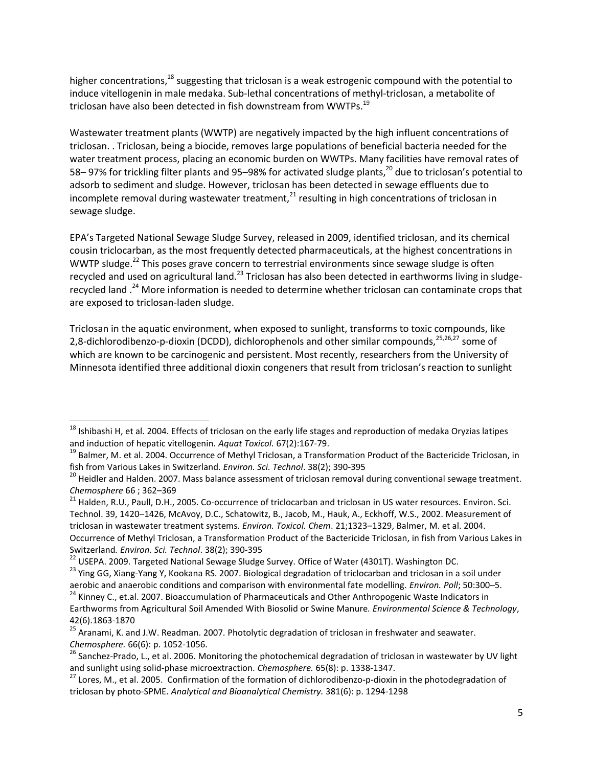higher concentrations,[18] suggesting that triclosan is a weak estrogenic compound with the potential to induce vitellogenin in male medaka. Sub-lethal concentrations of methyl-triclosan, a metabolite of triclosan have also been detected in fish downstream from WWTPs.[19]

Wastewater treatment plants (WWTP) are negatively impacted by the high influent concentrations of triclosan. . Triclosan, being a biocide, removes large populations of beneficial bacteria needed for the water treatment process, placing an economic burden on WWTPs. Many facilities have removal rates of 58– 97% for trickling filter plants and 95–98% for activated sludge plants,[20] due to triclosan's potential to adsorb to sediment and sludge. However, triclosan has been detected in sewage effluents due to incomplete removal during wastewater treatment,[21] resulting in high concentrations of triclosan in sewage sludge.

EPA's Targeted National Sewage Sludge Survey, released in 2009, identified triclosan, and its chemical cousin triclocarban, as the most frequently detected pharmaceuticals, at the highest concentrations in WWTP sludge.[22] This poses grave concern to terrestrial environments since sewage sludge is often recycled and used on agricultural land.[23] Triclosan has also been detected in earthworms living in sludge-recycled land .[24] More information is needed to determine whether triclosan can contaminate crops that are exposed to triclosan-laden sludge.

Triclosan in the aquatic environment, when exposed to sunlight, transforms to toxic compounds, like 2,8-dichlorodibenzo-p-dioxin (DCDD), dichlorophenols and other similar compounds,[25,26,27] some of which are known to be carcinogenic and persistent. Most recently, researchers from the University of Minnesota identified three additional dioxin congeners that result from triclosan's reaction to sunlight

---

[18] Ishibashi H, et al. 2004. Effects of triclosan on the early life stages and reproduction of medaka Oryzias latipes and induction of hepatic vitellogenin. *Aquat Toxicol.* 67(2):167-79.

[19] Balmer, M. et al. 2004. Occurrence of Methyl Triclosan, a Transformation Product of the Bactericide Triclosan, in fish from Various Lakes in Switzerland*. Environ. Sci. Technol*. 38(2); 390-395

[20] Heidler and Halden. 2007. Mass balance assessment of triclosan removal during conventional sewage treatment. *Chemosphere* 66 ; 362–369

[21] Halden, R.U., Paull, D.H., 2005. Co-occurrence of triclocarban and triclosan in US water resources. Environ. Sci. Technol. 39, 1420–1426, McAvoy, D.C., Schatowitz, B., Jacob, M., Hauk, A., Eckhoff, W.S., 2002. Measurement of triclosan in wastewater treatment systems. *Environ. Toxicol. Chem*. 21;1323–1329, Balmer, M. et al. 2004. Occurrence of Methyl Triclosan, a Transformation Product of the Bactericide Triclosan, in fish from Various Lakes in Switzerland*. Environ. Sci. Technol*. 38(2); 390-395

[22] USEPA. 2009. Targeted National Sewage Sludge Survey. Office of Water (4301T). Washington DC.

[23] Ying GG, Xiang-Yang Y, Kookana RS. 2007. Biological degradation of triclocarban and triclosan in a soil under aerobic and anaerobic conditions and comparison with environmental fate modelling. *Environ. Poll*; 50:300–5.

[24] Kinney C., et.al. 2007. Bioaccumulation of Pharmaceuticals and Other Anthropogenic Waste Indicators in Earthworms from Agricultural Soil Amended With Biosolid or Swine Manure*. Environmental Science & Technology*, 42(6).1863-1870

[25] Aranami, K. and J.W. Readman. 2007. Photolytic degradation of triclosan in freshwater and seawater. *Chemosphere.* 66(6): p. 1052-1056.

[26] Sanchez-Prado, L., et al. 2006. Monitoring the photochemical degradation of triclosan in wastewater by UV light and sunlight using solid-phase microextraction. *Chemosphere.* 65(8): p. 1338-1347.

[27] Lores, M., et al. 2005. Confirmation of the formation of dichlorodibenzo-p-dioxin in the photodegradation of triclosan by photo-SPME. *Analytical and Bioanalytical Chemistry.* 381(6): p. 1294-1298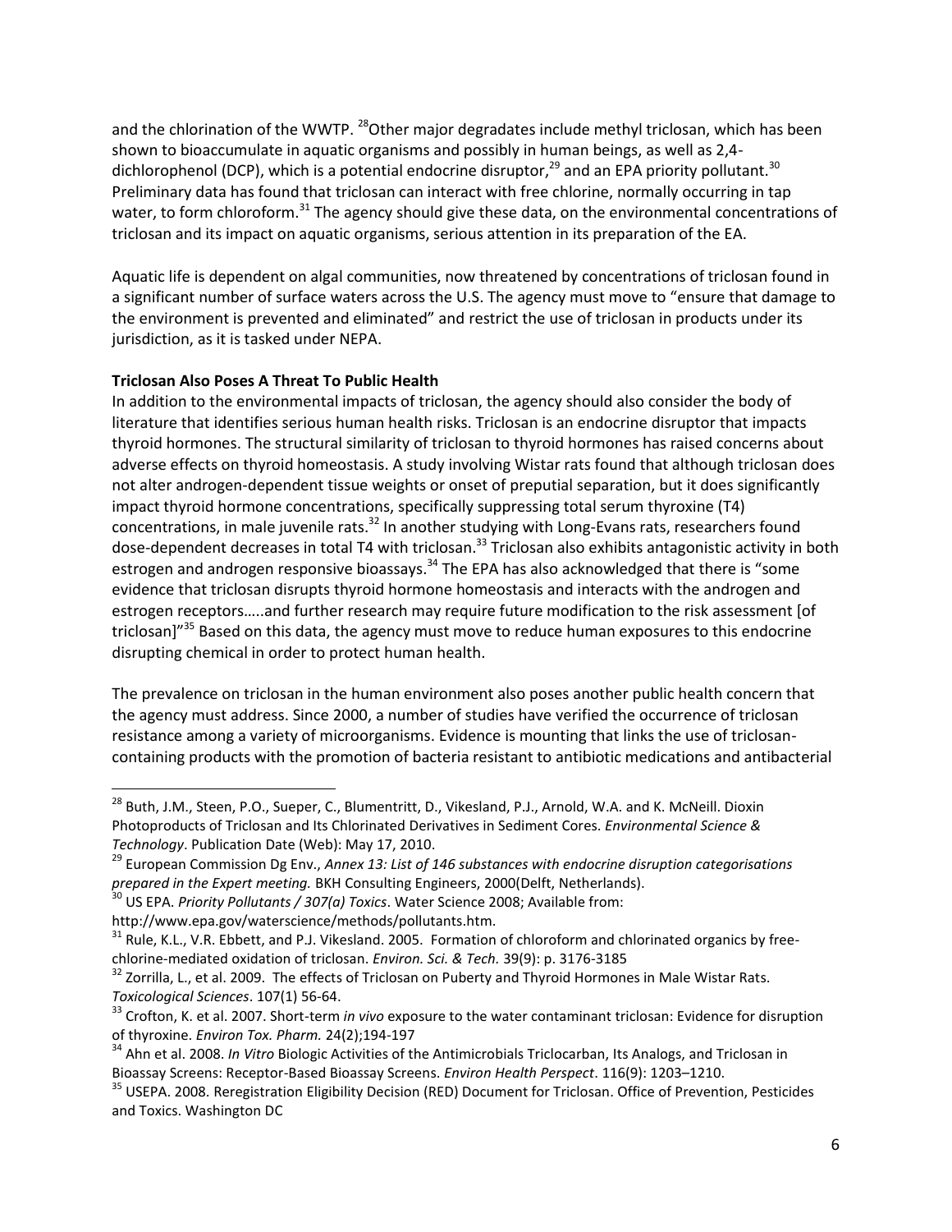and the chlorination of the WWTP. [28]Other major degradates include methyl triclosan, which has been shown to bioaccumulate in aquatic organisms and possibly in human beings, as well as 2,4-dichlorophenol (DCP), which is a potential endocrine disruptor,[29] and an EPA priority pollutant.[30] Preliminary data has found that triclosan can interact with free chlorine, normally occurring in tap water, to form chloroform.[31] The agency should give these data, on the environmental concentrations of triclosan and its impact on aquatic organisms, serious attention in its preparation of the EA.

Aquatic life is dependent on algal communities, now threatened by concentrations of triclosan found in a significant number of surface waters across the U.S. The agency must move to "ensure that damage to the environment is prevented and eliminated" and restrict the use of triclosan in products under its jurisdiction, as it is tasked under NEPA.

**Triclosan Also Poses A Threat To Public Health**

In addition to the environmental impacts of triclosan, the agency should also consider the body of literature that identifies serious human health risks. Triclosan is an endocrine disruptor that impacts thyroid hormones. The structural similarity of triclosan to thyroid hormones has raised concerns about adverse effects on thyroid homeostasis. A study involving Wistar rats found that although triclosan does not alter androgen-dependent tissue weights or onset of preputial separation, but it does significantly impact thyroid hormone concentrations, specifically suppressing total serum thyroxine (T4) concentrations, in male juvenile rats.[32] In another studying with Long-Evans rats, researchers found dose-dependent decreases in total T4 with triclosan.[33] Triclosan also exhibits antagonistic activity in both estrogen and androgen responsive bioassays.[34] The EPA has also acknowledged that there is "some evidence that triclosan disrupts thyroid hormone homeostasis and interacts with the androgen and estrogen receptors…..and further research may require future modification to the risk assessment [of triclosan]"[35] Based on this data, the agency must move to reduce human exposures to this endocrine disrupting chemical in order to protect human health.

The prevalence on triclosan in the human environment also poses another public health concern that the agency must address. Since 2000, a number of studies have verified the occurrence of triclosan resistance among a variety of microorganisms. Evidence is mounting that links the use of triclosan-containing products with the promotion of bacteria resistant to antibiotic medications and antibacterial

---

[28] Buth, J.M., Steen, P.O., Sueper, C., Blumentritt, D., Vikesland, P.J., Arnold, W.A. and K. McNeill. Dioxin Photoproducts of Triclosan and Its Chlorinated Derivatives in Sediment Cores. *Environmental Science & Technology*. Publication Date (Web): May 17, 2010.

[29] European Commission Dg Env., *Annex 13: List of 146 substances with endocrine disruption categorisations prepared in the Expert meeting.* BKH Consulting Engineers, 2000(Delft, Netherlands).

[30] US EPA. *Priority Pollutants / 307(a) Toxics*. Water Science 2008; Available from: http://www.epa.gov/waterscience/methods/pollutants.htm.

[31] Rule, K.L., V.R. Ebbett, and P.J. Vikesland. 2005. Formation of chloroform and chlorinated organics by free-chlorine-mediated oxidation of triclosan. *Environ. Sci. & Tech.* 39(9): p. 3176-3185

[32] Zorrilla, L., et al. 2009. The effects of Triclosan on Puberty and Thyroid Hormones in Male Wistar Rats. *Toxicological Sciences*. 107(1) 56-64.

[33] Crofton, K. et al. 2007. Short-term *in vivo* exposure to the water contaminant triclosan: Evidence for disruption of thyroxine. *Environ Tox. Pharm.* 24(2);194-197

[34] Ahn et al. 2008. *In Vitro* Biologic Activities of the Antimicrobials Triclocarban, Its Analogs, and Triclosan in Bioassay Screens: Receptor-Based Bioassay Screens. *Environ Health Perspect*. 116(9): 1203–1210.

[35] USEPA. 2008. Reregistration Eligibility Decision (RED) Document for Triclosan. Office of Prevention, Pesticides and Toxics. Washington DC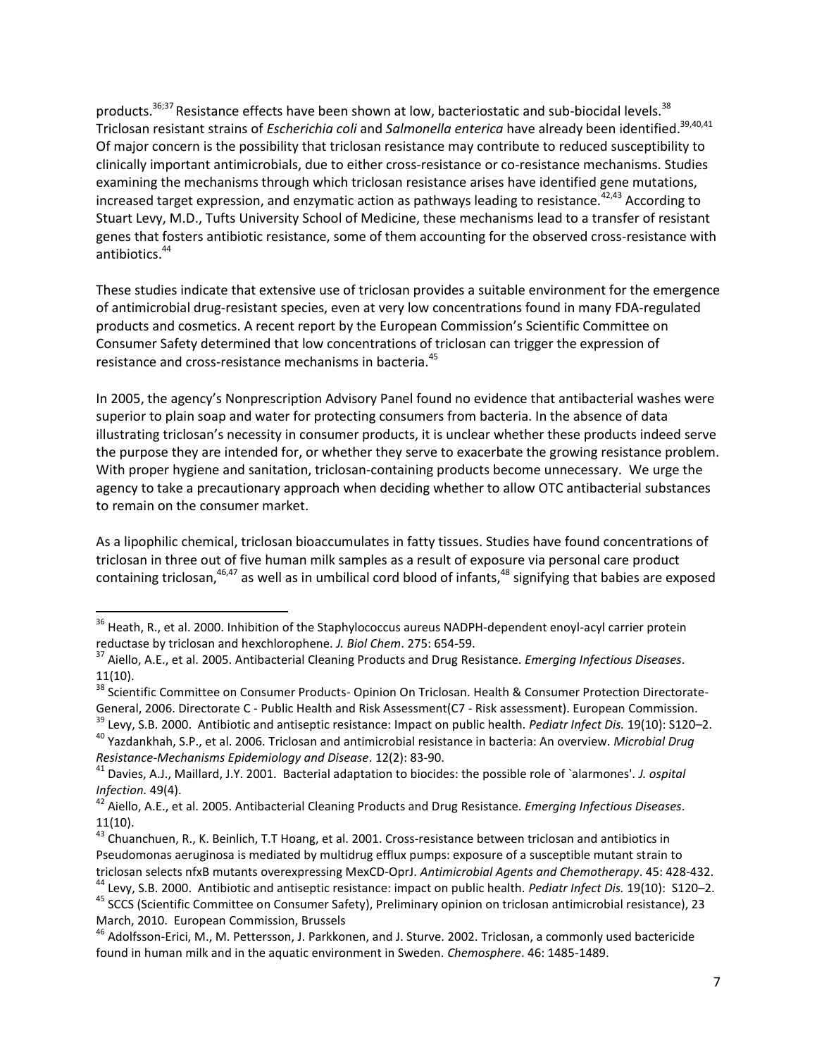products.[36;37] Resistance effects have been shown at low, bacteriostatic and sub-biocidal levels.[38] Triclosan resistant strains of *Escherichia coli* and *Salmonella enterica* have already been identified.[39,40,41] Of major concern is the possibility that triclosan resistance may contribute to reduced susceptibility to clinically important antimicrobials, due to either cross-resistance or co-resistance mechanisms. Studies examining the mechanisms through which triclosan resistance arises have identified gene mutations, increased target expression, and enzymatic action as pathways leading to resistance.[42,43] According to Stuart Levy, M.D., Tufts University School of Medicine, these mechanisms lead to a transfer of resistant genes that fosters antibiotic resistance, some of them accounting for the observed cross-resistance with antibiotics.[44]

These studies indicate that extensive use of triclosan provides a suitable environment for the emergence of antimicrobial drug-resistant species, even at very low concentrations found in many FDA-regulated products and cosmetics. A recent report by the European Commission's Scientific Committee on Consumer Safety determined that low concentrations of triclosan can trigger the expression of resistance and cross-resistance mechanisms in bacteria.[45]

In 2005, the agency's Nonprescription Advisory Panel found no evidence that antibacterial washes were superior to plain soap and water for protecting consumers from bacteria. In the absence of data illustrating triclosan's necessity in consumer products, it is unclear whether these products indeed serve the purpose they are intended for, or whether they serve to exacerbate the growing resistance problem. With proper hygiene and sanitation, triclosan-containing products become unnecessary. We urge the agency to take a precautionary approach when deciding whether to allow OTC antibacterial substances to remain on the consumer market.

As a lipophilic chemical, triclosan bioaccumulates in fatty tissues. Studies have found concentrations of triclosan in three out of five human milk samples as a result of exposure via personal care product containing triclosan,[46,47] as well as in umbilical cord blood of infants,[48] signifying that babies are exposed

---

[36] Heath, R., et al. 2000. Inhibition of the Staphylococcus aureus NADPH-dependent enoyl-acyl carrier protein reductase by triclosan and hexchlorophene. *J. Biol Chem*. 275: 654-59.

[37] Aiello, A.E., et al. 2005. Antibacterial Cleaning Products and Drug Resistance. *Emerging Infectious Diseases*. 11(10).

[38] Scientific Committee on Consumer Products- Opinion On Triclosan. Health & Consumer Protection Directorate-General, 2006. Directorate C - Public Health and Risk Assessment(C7 - Risk assessment). European Commission.

[39] Levy, S.B. 2000. Antibiotic and antiseptic resistance: Impact on public health. *Pediatr Infect Dis.* 19(10): S120–2.

[40] Yazdankhah, S.P., et al. 2006. Triclosan and antimicrobial resistance in bacteria: An overview. *Microbial Drug Resistance-Mechanisms Epidemiology and Disease*. 12(2): 83-90.

[41] Davies, A.J., Maillard, J.Y. 2001. Bacterial adaptation to biocides: the possible role of `alarmones'. *J. ospital Infection.* 49(4).

[42] Aiello, A.E., et al. 2005. Antibacterial Cleaning Products and Drug Resistance. *Emerging Infectious Diseases*. 11(10).

[43] Chuanchuen, R., K. Beinlich, T.T Hoang, et al. 2001. Cross-resistance between triclosan and antibiotics in Pseudomonas aeruginosa is mediated by multidrug efflux pumps: exposure of a susceptible mutant strain to triclosan selects nfxB mutants overexpressing MexCD-OprJ. *Antimicrobial Agents and Chemotherapy*. 45: 428-432.

[44] Levy, S.B. 2000. Antibiotic and antiseptic resistance: impact on public health. *Pediatr Infect Dis.* 19(10): S120–2.

[45] SCCS (Scientific Committee on Consumer Safety), Preliminary opinion on triclosan antimicrobial resistance), 23 March, 2010. European Commission, Brussels

[46] Adolfsson-Erici, M., M. Pettersson, J. Parkkonen, and J. Sturve. 2002. Triclosan, a commonly used bactericide found in human milk and in the aquatic environment in Sweden. *Chemosphere*. 46: 1485-1489.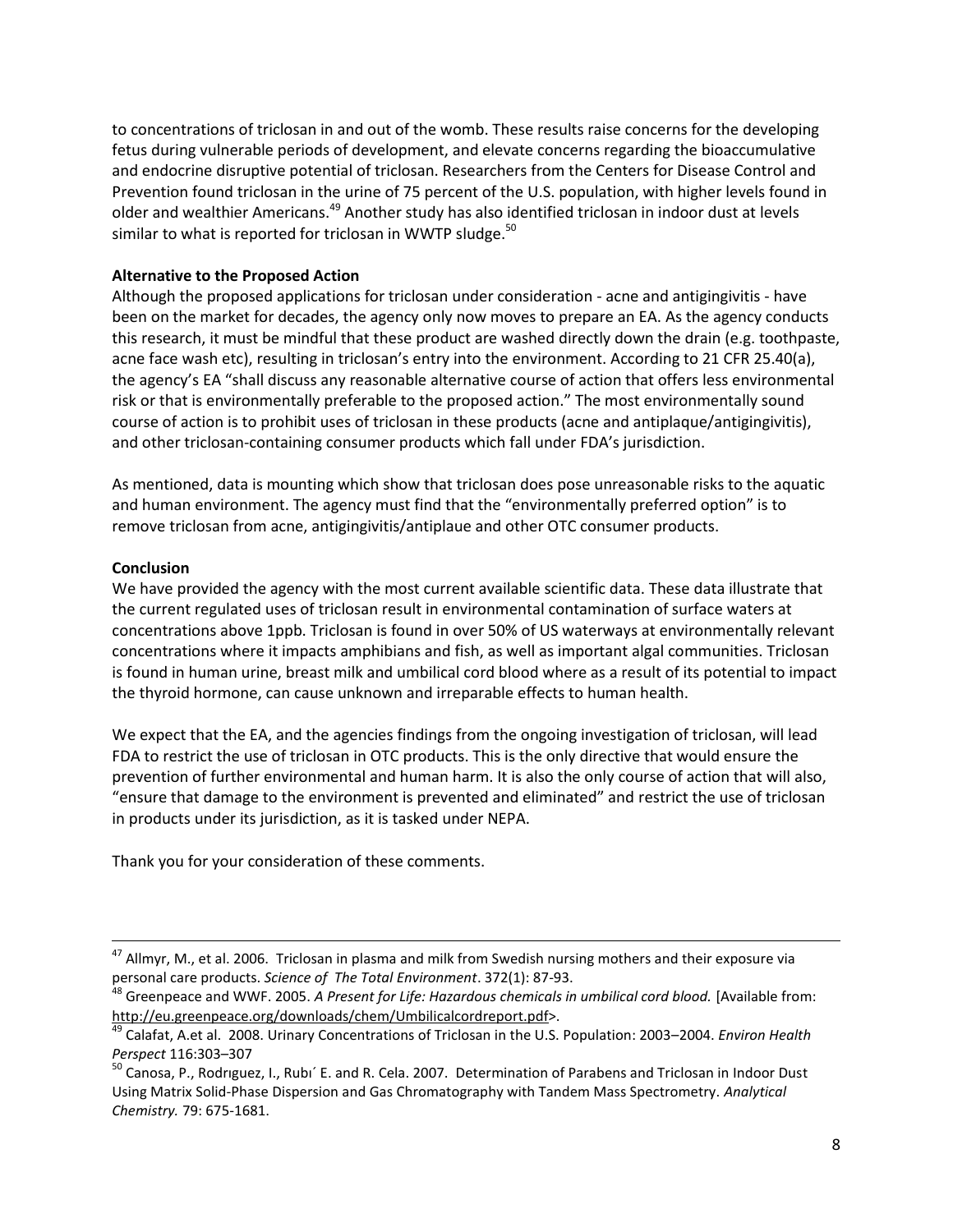to concentrations of triclosan in and out of the womb. These results raise concerns for the developing fetus during vulnerable periods of development, and elevate concerns regarding the bioaccumulative and endocrine disruptive potential of triclosan. Researchers from the Centers for Disease Control and Prevention found triclosan in the urine of 75 percent of the U.S. population, with higher levels found in older and wealthier Americans.[49] Another study has also identified triclosan in indoor dust at levels similar to what is reported for triclosan in WWTP sludge.[50]

**Alternative to the Proposed Action**

Although the proposed applications for triclosan under consideration - acne and antigingivitis - have been on the market for decades, the agency only now moves to prepare an EA. As the agency conducts this research, it must be mindful that these product are washed directly down the drain (e.g. toothpaste, acne face wash etc), resulting in triclosan's entry into the environment. According to 21 CFR 25.40(a), the agency's EA "shall discuss any reasonable alternative course of action that offers less environmental risk or that is environmentally preferable to the proposed action." The most environmentally sound course of action is to prohibit uses of triclosan in these products (acne and antiplaque/antigingivitis), and other triclosan-containing consumer products which fall under FDA's jurisdiction.

As mentioned, data is mounting which show that triclosan does pose unreasonable risks to the aquatic and human environment. The agency must find that the "environmentally preferred option" is to remove triclosan from acne, antigingivitis/antiplaue and other OTC consumer products.

**Conclusion**

We have provided the agency with the most current available scientific data. These data illustrate that the current regulated uses of triclosan result in environmental contamination of surface waters at concentrations above 1ppb. Triclosan is found in over 50% of US waterways at environmentally relevant concentrations where it impacts amphibians and fish, as well as important algal communities. Triclosan is found in human urine, breast milk and umbilical cord blood where as a result of its potential to impact the thyroid hormone, can cause unknown and irreparable effects to human health.

We expect that the EA, and the agencies findings from the ongoing investigation of triclosan, will lead FDA to restrict the use of triclosan in OTC products. This is the only directive that would ensure the prevention of further environmental and human harm. It is also the only course of action that will also, "ensure that damage to the environment is prevented and eliminated" and restrict the use of triclosan in products under its jurisdiction, as it is tasked under NEPA.

Thank you for your consideration of these comments.

---

[47] Allmyr, M., et al. 2006. Triclosan in plasma and milk from Swedish nursing mothers and their exposure via personal care products. *Science of The Total Environment*. 372(1): 87-93.

[48] Greenpeace and WWF. 2005. *A Present for Life: Hazardous chemicals in umbilical cord blood.* [Available from: http://eu.greenpeace.org/downloads/chem/Umbilicalcordreport.pdf>.

[49] Calafat, A.et al. 2008. Urinary Concentrations of Triclosan in the U.S. Population: 2003–2004. *Environ Health Perspect* 116:303–307

[50] Canosa, P., Rodrıguez, I., Rubı´ E. and R. Cela. 2007. Determination of Parabens and Triclosan in Indoor Dust Using Matrix Solid-Phase Dispersion and Gas Chromatography with Tandem Mass Spectrometry. *Analytical Chemistry.* 79: 675-1681.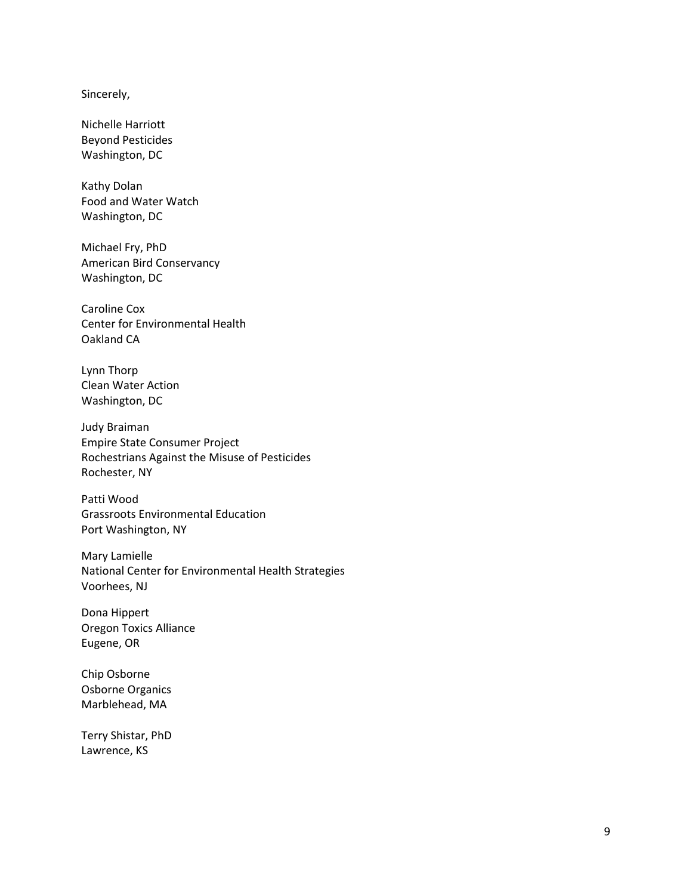Sincerely,

Nichelle Harriott
Beyond Pesticides
Washington, DC

Kathy Dolan
Food and Water Watch
Washington, DC

Michael Fry, PhD
American Bird Conservancy
Washington, DC

Caroline Cox
Center for Environmental Health
Oakland CA

Lynn Thorp
Clean Water Action
Washington, DC

Judy Braiman
Empire State Consumer Project
Rochestrians Against the Misuse of Pesticides
Rochester, NY

Patti Wood
Grassroots Environmental Education
Port Washington, NY

Mary Lamielle
National Center for Environmental Health Strategies
Voorhees, NJ

Dona Hippert
Oregon Toxics Alliance
Eugene, OR

Chip Osborne
Osborne Organics
Marblehead, MA

Terry Shistar, PhD
Lawrence, KS